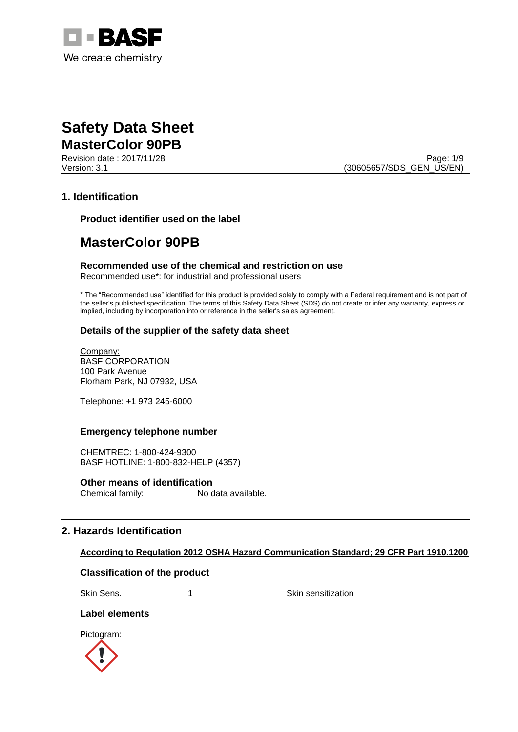# Safety Data Sheet

## MasterColor 90PB

Revision date : 2017/11/28
Version: 3.1

(30605657/SDS_GEN_US/EN)

## 1. Identification

### Product identifier used on the label

# MasterColor 90PB

### Recommended use of the chemical and restriction on use

Recommended use*: for industrial and professional users

* The "Recommended use" identified for this product is provided solely to comply with a Federal requirement and is not part of the seller's published specification. The terms of this Safety Data Sheet (SDS) do not create or infer any warranty, express or implied, including by incorporation into or reference in the seller's sales agreement.

### Details of the supplier of the safety data sheet

Company:
BASF CORPORATION
100 Park Avenue
Florham Park, NJ 07932, USA

Telephone: +1 973 245-6000

### Emergency telephone number

CHEMTREC: 1-800-424-9300
BASF HOTLINE: 1-800-832-HELP (4357)

### Other means of identification

Chemical family: No data available.

## 2. Hazards Identification

**According to Regulation 2012 OSHA Hazard Communication Standard; 29 CFR Part 1910.1200**

### Classification of the product

| Skin Sens. | 1 | Skin sensitization |
|---|---|---|

### Label elements

Pictogram: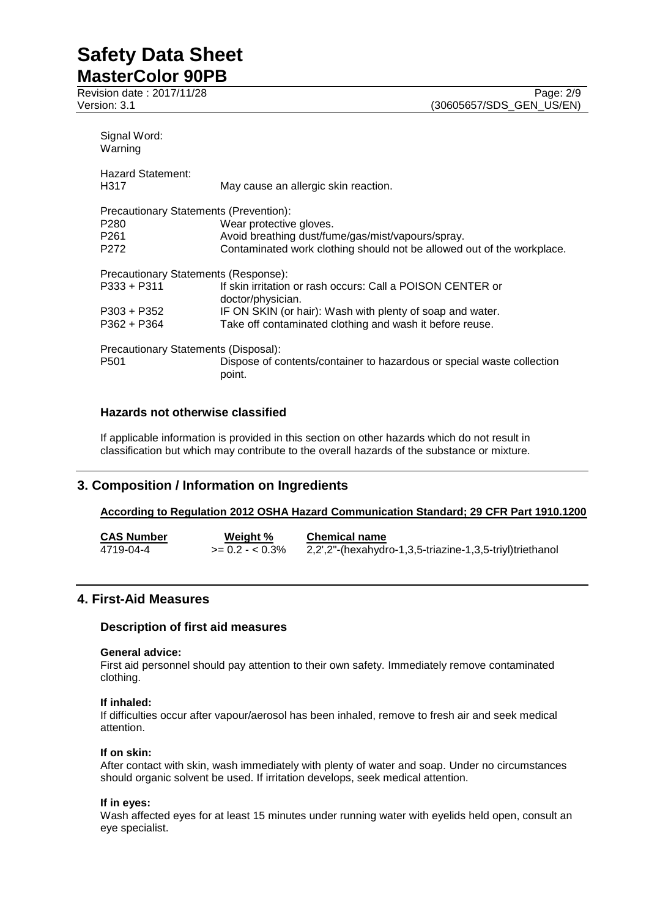Signal Word:
Warning

Hazard Statement:

| | |
|---|---|
| H317 | May cause an allergic skin reaction. |

Precautionary Statements (Prevention):

| | |
|---|---|
| P280 | Wear protective gloves. |
| P261 | Avoid breathing dust/fume/gas/mist/vapours/spray. |
| P272 | Contaminated work clothing should not be allowed out of the workplace. |

Precautionary Statements (Response):

| | |
|---|---|
| P333 + P311 | If skin irritation or rash occurs: Call a POISON CENTER or doctor/physician. |
| P303 + P352 | IF ON SKIN (or hair): Wash with plenty of soap and water. |
| P362 + P364 | Take off contaminated clothing and wash it before reuse. |

Precautionary Statements (Disposal):

| | |
|---|---|
| P501 | Dispose of contents/container to hazardous or special waste collection point. |

### Hazards not otherwise classified

If applicable information is provided in this section on other hazards which do not result in classification but which may contribute to the overall hazards of the substance or mixture.

## 3. Composition / Information on Ingredients

**According to Regulation 2012 OSHA Hazard Communication Standard; 29 CFR Part 1910.1200**

| CAS Number | Weight % | Chemical name |
|---|---|---|
| 4719-04-4 | >= 0.2 - < 0.3% | 2,2',2''-(hexahydro-1,3,5-triazine-1,3,5-triyl)triethanol |

## 4. First-Aid Measures

### Description of first aid measures

**General advice:**
First aid personnel should pay attention to their own safety. Immediately remove contaminated clothing.

**If inhaled:**
If difficulties occur after vapour/aerosol has been inhaled, remove to fresh air and seek medical attention.

**If on skin:**
After contact with skin, wash immediately with plenty of water and soap. Under no circumstances should organic solvent be used. If irritation develops, seek medical attention.

**If in eyes:**
Wash affected eyes for at least 15 minutes under running water with eyelids held open, consult an eye specialist.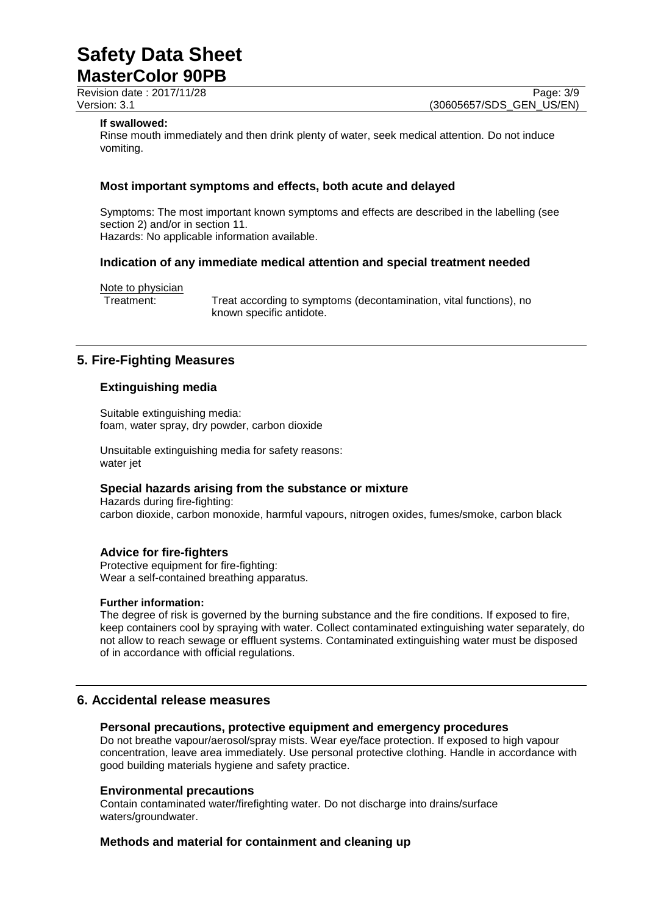**If swallowed:**

Rinse mouth immediately and then drink plenty of water, seek medical attention. Do not induce vomiting.

### Most important symptoms and effects, both acute and delayed

Symptoms: The most important known symptoms and effects are described in the labelling (see section 2) and/or in section 11.
Hazards: No applicable information available.

### Indication of any immediate medical attention and special treatment needed

Note to physician

Treatment: Treat according to symptoms (decontamination, vital functions), no known specific antidote.

## 5. Fire-Fighting Measures

### Extinguishing media

Suitable extinguishing media:
foam, water spray, dry powder, carbon dioxide

Unsuitable extinguishing media for safety reasons:
water jet

### Special hazards arising from the substance or mixture

Hazards during fire-fighting:
carbon dioxide, carbon monoxide, harmful vapours, nitrogen oxides, fumes/smoke, carbon black

### Advice for fire-fighters

Protective equipment for fire-fighting:
Wear a self-contained breathing apparatus.

**Further information:**

The degree of risk is governed by the burning substance and the fire conditions. If exposed to fire, keep containers cool by spraying with water. Collect contaminated extinguishing water separately, do not allow to reach sewage or effluent systems. Contaminated extinguishing water must be disposed of in accordance with official regulations.

## 6. Accidental release measures

### Personal precautions, protective equipment and emergency procedures

Do not breathe vapour/aerosol/spray mists. Wear eye/face protection. If exposed to high vapour concentration, leave area immediately. Use personal protective clothing. Handle in accordance with good building materials hygiene and safety practice.

### Environmental precautions

Contain contaminated water/firefighting water. Do not discharge into drains/surface waters/groundwater.

### Methods and material for containment and cleaning up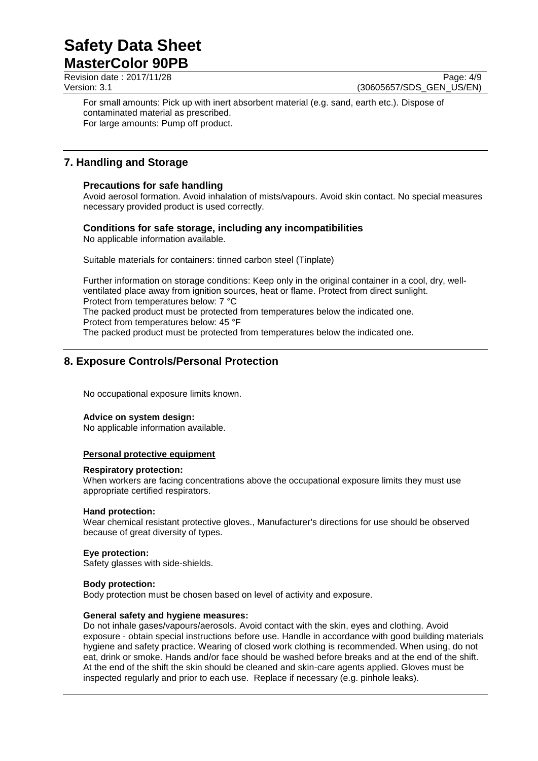For small amounts: Pick up with inert absorbent material (e.g. sand, earth etc.). Dispose of contaminated material as prescribed.
For large amounts: Pump off product.

## 7. Handling and Storage

### Precautions for safe handling

Avoid aerosol formation. Avoid inhalation of mists/vapours. Avoid skin contact. No special measures necessary provided product is used correctly.

### Conditions for safe storage, including any incompatibilities

No applicable information available.

Suitable materials for containers: tinned carbon steel (Tinplate)

Further information on storage conditions: Keep only in the original container in a cool, dry, well-ventilated place away from ignition sources, heat or flame. Protect from direct sunlight.
Protect from temperatures below: 7 °C
The packed product must be protected from temperatures below the indicated one.
Protect from temperatures below: 45 °F
The packed product must be protected from temperatures below the indicated one.

## 8. Exposure Controls/Personal Protection

No occupational exposure limits known.

**Advice on system design:**
No applicable information available.

**Personal protective equipment**

**Respiratory protection:**
When workers are facing concentrations above the occupational exposure limits they must use appropriate certified respirators.

**Hand protection:**
Wear chemical resistant protective gloves., Manufacturer's directions for use should be observed because of great diversity of types.

**Eye protection:**
Safety glasses with side-shields.

**Body protection:**
Body protection must be chosen based on level of activity and exposure.

**General safety and hygiene measures:**
Do not inhale gases/vapours/aerosols. Avoid contact with the skin, eyes and clothing. Avoid exposure - obtain special instructions before use. Handle in accordance with good building materials hygiene and safety practice. Wearing of closed work clothing is recommended. When using, do not eat, drink or smoke. Hands and/or face should be washed before breaks and at the end of the shift. At the end of the shift the skin should be cleaned and skin-care agents applied. Gloves must be inspected regularly and prior to each use. Replace if necessary (e.g. pinhole leaks).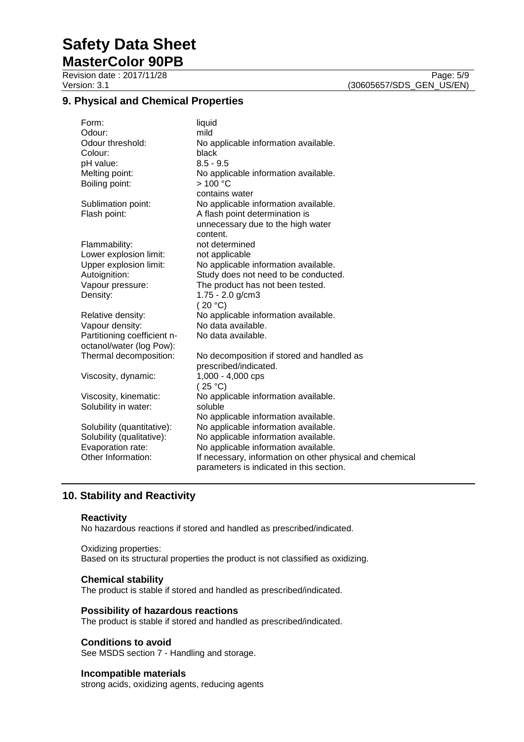## 9. Physical and Chemical Properties

| | |
|---|---|
| Form: | liquid |
| Odour: | mild |
| Odour threshold: | No applicable information available. |
| Colour: | black |
| pH value: | 8.5 - 9.5 |
| Melting point: | No applicable information available. |
| Boiling point: | > 100 °C<br>contains water |
| Sublimation point: | No applicable information available. |
| Flash point: | A flash point determination is unnecessary due to the high water content. |
| Flammability: | not determined |
| Lower explosion limit: | not applicable |
| Upper explosion limit: | No applicable information available. |
| Autoignition: | Study does not need to be conducted. |
| Vapour pressure: | The product has not been tested. |
| Density: | 1.75 - 2.0 g/cm3<br>( 20 °C) |
| Relative density: | No applicable information available. |
| Vapour density: | No data available. |
| Partitioning coefficient n-octanol/water (log Pow): | No data available. |
| Thermal decomposition: | No decomposition if stored and handled as prescribed/indicated. |
| Viscosity, dynamic: | 1,000 - 4,000 cps<br>( 25 °C) |
| Viscosity, kinematic: | No applicable information available. |
| Solubility in water: | soluble<br>No applicable information available. |
| Solubility (quantitative): | No applicable information available. |
| Solubility (qualitative): | No applicable information available. |
| Evaporation rate: | No applicable information available. |
| Other Information: | If necessary, information on other physical and chemical parameters is indicated in this section. |

## 10. Stability and Reactivity

### Reactivity

No hazardous reactions if stored and handled as prescribed/indicated.

Oxidizing properties:
Based on its structural properties the product is not classified as oxidizing.

### Chemical stability

The product is stable if stored and handled as prescribed/indicated.

### Possibility of hazardous reactions

The product is stable if stored and handled as prescribed/indicated.

### Conditions to avoid

See MSDS section 7 - Handling and storage.

### Incompatible materials

strong acids, oxidizing agents, reducing agents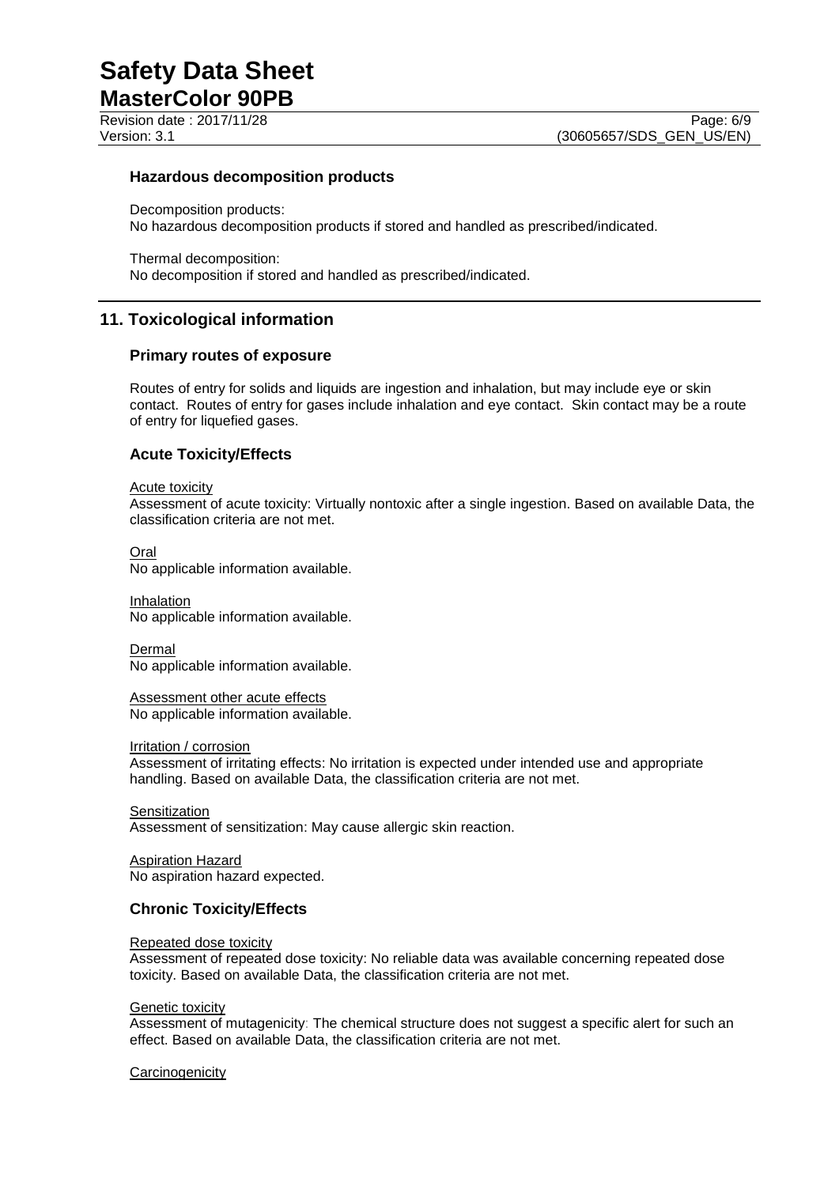### Hazardous decomposition products

Decomposition products:
No hazardous decomposition products if stored and handled as prescribed/indicated.

Thermal decomposition:
No decomposition if stored and handled as prescribed/indicated.

## 11. Toxicological information

### Primary routes of exposure

Routes of entry for solids and liquids are ingestion and inhalation, but may include eye or skin contact. Routes of entry for gases include inhalation and eye contact. Skin contact may be a route of entry for liquefied gases.

### Acute Toxicity/Effects

Acute toxicity
Assessment of acute toxicity: Virtually nontoxic after a single ingestion. Based on available Data, the classification criteria are not met.

Oral
No applicable information available.

Inhalation
No applicable information available.

Dermal
No applicable information available.

Assessment other acute effects
No applicable information available.

Irritation / corrosion
Assessment of irritating effects: No irritation is expected under intended use and appropriate handling. Based on available Data, the classification criteria are not met.

Sensitization
Assessment of sensitization: May cause allergic skin reaction.

Aspiration Hazard
No aspiration hazard expected.

### Chronic Toxicity/Effects

Repeated dose toxicity
Assessment of repeated dose toxicity: No reliable data was available concerning repeated dose toxicity. Based on available Data, the classification criteria are not met.

Genetic toxicity
Assessment of mutagenicity: The chemical structure does not suggest a specific alert for such an effect. Based on available Data, the classification criteria are not met.

Carcinogenicity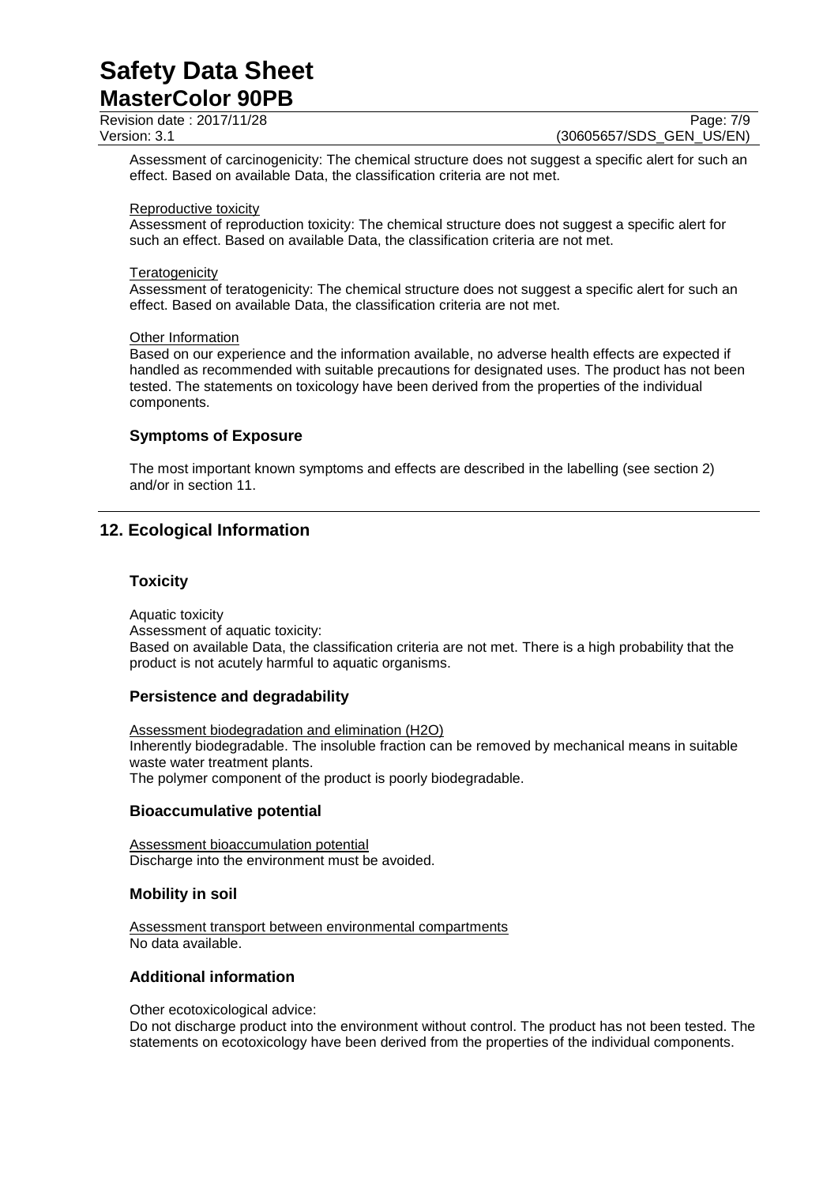Assessment of carcinogenicity: The chemical structure does not suggest a specific alert for such an effect. Based on available Data, the classification criteria are not met.

Reproductive toxicity
Assessment of reproduction toxicity: The chemical structure does not suggest a specific alert for such an effect. Based on available Data, the classification criteria are not met.

Teratogenicity
Assessment of teratogenicity: The chemical structure does not suggest a specific alert for such an effect. Based on available Data, the classification criteria are not met.

Other Information
Based on our experience and the information available, no adverse health effects are expected if handled as recommended with suitable precautions for designated uses. The product has not been tested. The statements on toxicology have been derived from the properties of the individual components.

### Symptoms of Exposure

The most important known symptoms and effects are described in the labelling (see section 2) and/or in section 11.

## 12. Ecological Information

### Toxicity

Aquatic toxicity
Assessment of aquatic toxicity:
Based on available Data, the classification criteria are not met. There is a high probability that the product is not acutely harmful to aquatic organisms.

### Persistence and degradability

Assessment biodegradation and elimination ($H_2O$)
Inherently biodegradable. The insoluble fraction can be removed by mechanical means in suitable waste water treatment plants.
The polymer component of the product is poorly biodegradable.

### Bioaccumulative potential

Assessment bioaccumulation potential
Discharge into the environment must be avoided.

### Mobility in soil

Assessment transport between environmental compartments
No data available.

### Additional information

Other ecotoxicological advice:
Do not discharge product into the environment without control. The product has not been tested. The statements on ecotoxicology have been derived from the properties of the individual components.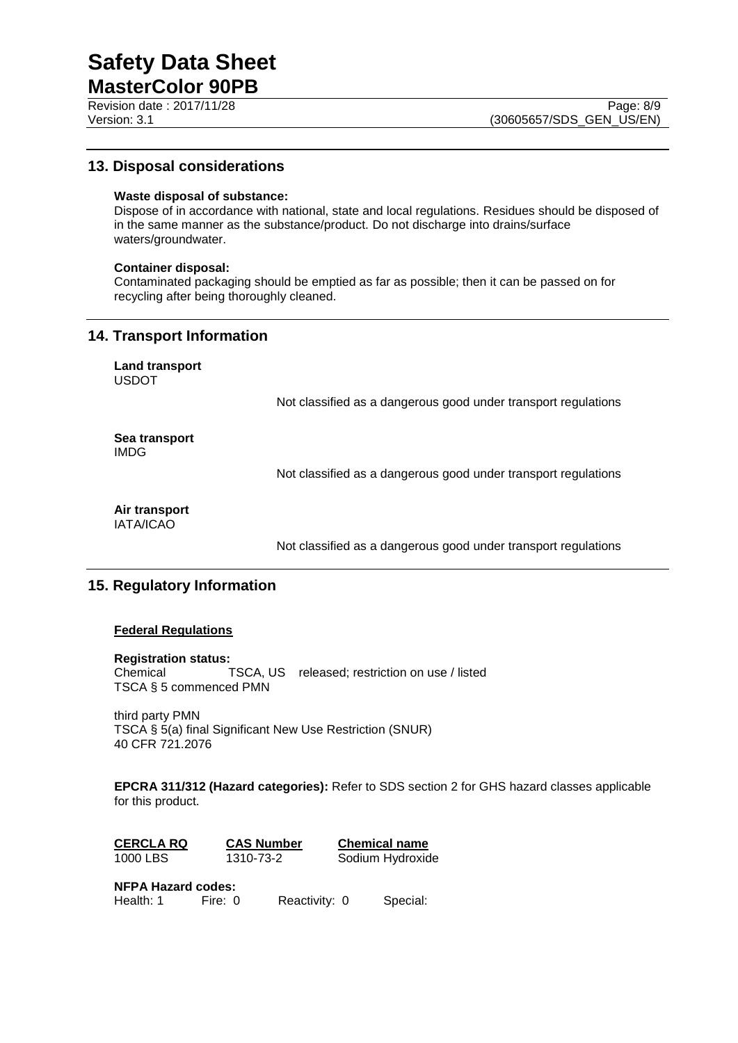## 13. Disposal considerations

**Waste disposal of substance:**
Dispose of in accordance with national, state and local regulations. Residues should be disposed of in the same manner as the substance/product. Do not discharge into drains/surface waters/groundwater.

**Container disposal:**
Contaminated packaging should be emptied as far as possible; then it can be passed on for recycling after being thoroughly cleaned.

## 14. Transport Information

**Land transport**
USDOT

Not classified as a dangerous good under transport regulations

**Sea transport**
IMDG

Not classified as a dangerous good under transport regulations

**Air transport**
IATA/ICAO

Not classified as a dangerous good under transport regulations

## 15. Regulatory Information

**Federal Regulations**

**Registration status:**
Chemical TSCA, US released; restriction on use / listed
TSCA § 5 commenced PMN

third party PMN
TSCA § 5(a) final Significant New Use Restriction (SNUR)
40 CFR 721.2076

**EPCRA 311/312 (Hazard categories):** Refer to SDS section 2 for GHS hazard classes applicable for this product.

| CERCLA RQ | CAS Number | Chemical name |
|---|---|---|
| 1000 LBS | 1310-73-2 | Sodium Hydroxide |

**NFPA Hazard codes:**
Health: 1 Fire: 0 Reactivity: 0 Special: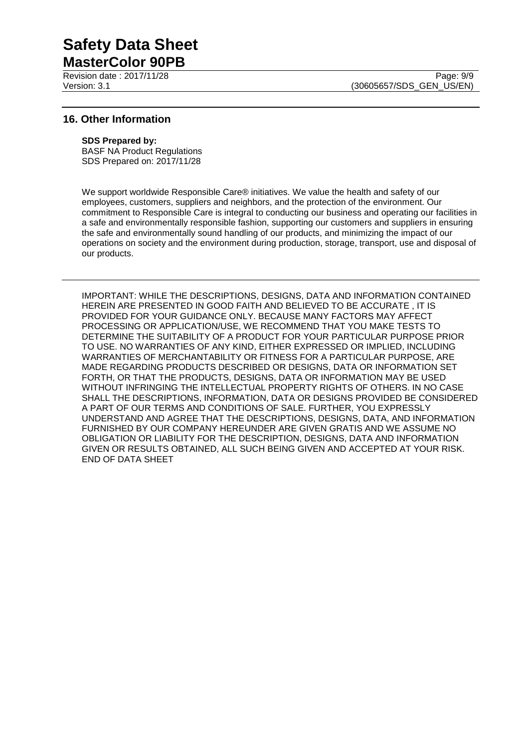## 16. Other Information

**SDS Prepared by:**
BASF NA Product Regulations
SDS Prepared on: 2017/11/28

We support worldwide Responsible Care® initiatives. We value the health and safety of our employees, customers, suppliers and neighbors, and the protection of the environment. Our commitment to Responsible Care is integral to conducting our business and operating our facilities in a safe and environmentally responsible fashion, supporting our customers and suppliers in ensuring the safe and environmentally sound handling of our products, and minimizing the impact of our operations on society and the environment during production, storage, transport, use and disposal of our products.

---

IMPORTANT: WHILE THE DESCRIPTIONS, DESIGNS, DATA AND INFORMATION CONTAINED HEREIN ARE PRESENTED IN GOOD FAITH AND BELIEVED TO BE ACCURATE , IT IS PROVIDED FOR YOUR GUIDANCE ONLY. BECAUSE MANY FACTORS MAY AFFECT PROCESSING OR APPLICATION/USE, WE RECOMMEND THAT YOU MAKE TESTS TO DETERMINE THE SUITABILITY OF A PRODUCT FOR YOUR PARTICULAR PURPOSE PRIOR TO USE. NO WARRANTIES OF ANY KIND, EITHER EXPRESSED OR IMPLIED, INCLUDING WARRANTIES OF MERCHANTABILITY OR FITNESS FOR A PARTICULAR PURPOSE, ARE MADE REGARDING PRODUCTS DESCRIBED OR DESIGNS, DATA OR INFORMATION SET FORTH, OR THAT THE PRODUCTS, DESIGNS, DATA OR INFORMATION MAY BE USED WITHOUT INFRINGING THE INTELLECTUAL PROPERTY RIGHTS OF OTHERS. IN NO CASE SHALL THE DESCRIPTIONS, INFORMATION, DATA OR DESIGNS PROVIDED BE CONSIDERED A PART OF OUR TERMS AND CONDITIONS OF SALE. FURTHER, YOU EXPRESSLY UNDERSTAND AND AGREE THAT THE DESCRIPTIONS, DESIGNS, DATA, AND INFORMATION FURNISHED BY OUR COMPANY HEREUNDER ARE GIVEN GRATIS AND WE ASSUME NO OBLIGATION OR LIABILITY FOR THE DESCRIPTION, DESIGNS, DATA AND INFORMATION GIVEN OR RESULTS OBTAINED, ALL SUCH BEING GIVEN AND ACCEPTED AT YOUR RISK.
END OF DATA SHEET